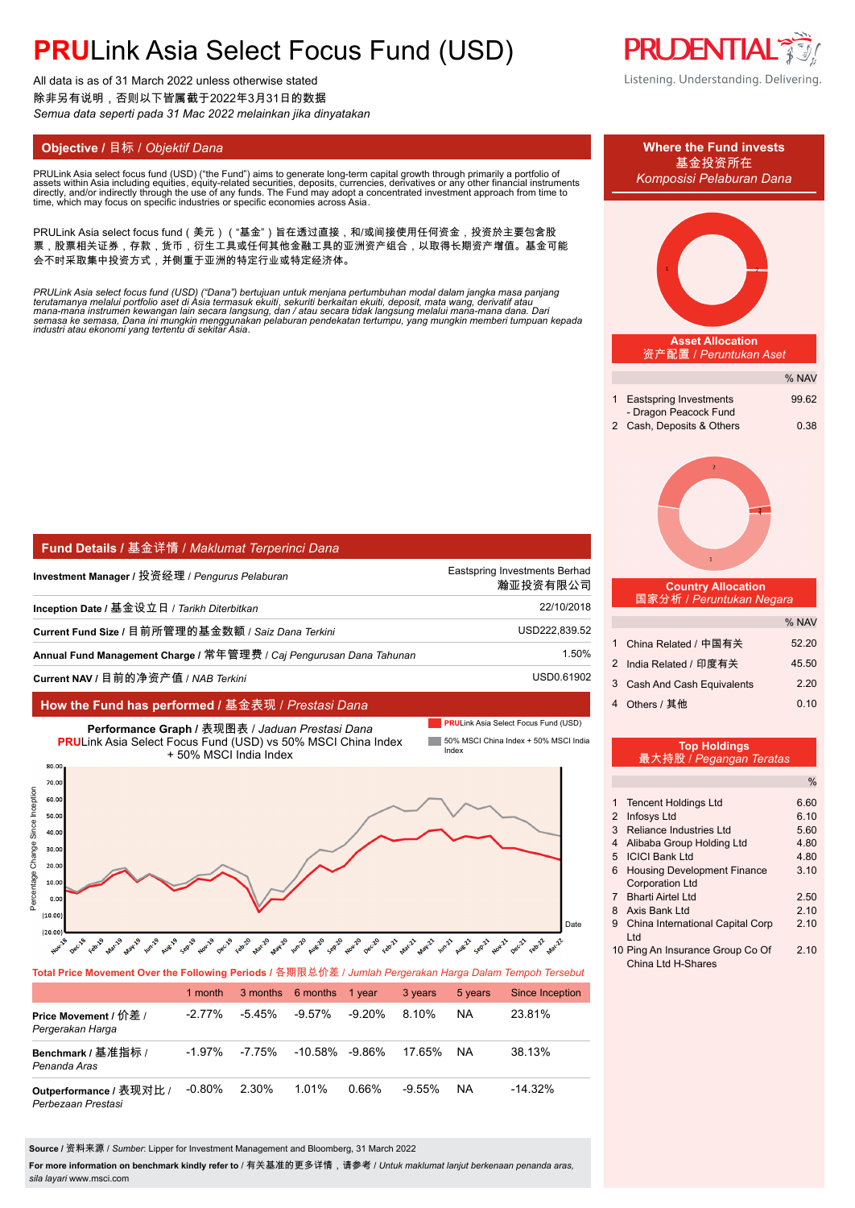# **PRU**Link Asia Select Focus Fund (USD)

All data is as of 31 March 2022 unless otherwise stated
除非另有说明，否则以下皆属截于2022年3月31日的数据
*Semua data seperti pada 31 Mac 2022 melainkan jika dinyatakan*

## Objective / 目标 / *Objektif Dana*

PRULink Asia select focus fund (USD) ("the Fund") aims to generate long-term capital growth through primarily a portfolio of assets within Asia including equities, equity-related securities, deposits, currencies, derivatives or any other financial instruments directly, and/or indirectly through the use of any funds. The Fund may adopt a concentrated investment approach from time to time, which may focus on specific industries or specific economies across Asia.

PRULink Asia select focus fund（美元）（"基金"）旨在透过直接，和/或间接使用任何资金，投资於主要包含股票，股票相关证券，存款，货币，衍生工具或任何其他金融工具的亚洲资产组合，以取得长期资产增值。基金可能会不时采取集中投资方式，并侧重于亚洲的特定行业或特定经济体。

*PRULink Asia select focus fund (USD) ("Dana") bertujuan untuk menjana pertumbuhan modal dalam jangka masa panjang terutamanya melalui portfolio aset di Asia termasuk ekuiti, sekuriti berkaitan ekuiti, deposit, mata wang, derivatif atau mana-mana instrumen kewangan lain secara langsung, dan / atau secara tidak langsung melalui mana-mana dana. Dari semasa ke semasa, Dana ini mungkin menggunakan pelaburan pendekatan tertumpu, yang mungkin memberi tumpuan kepada industri atau ekonomi yang tertentu di sekitar Asia.*

## Fund Details / 基金详情 / *Maklumat Terperinci Dana*

| | |
|---|---|
| **Investment Manager /** 投资经理 / *Pengurus Pelaburan* | Eastspring Investments Berhad 瀚亚投资有限公司 |
| **Inception Date /** 基金设立日 / *Tarikh Diterbitkan* | 22/10/2018 |
| **Current Fund Size /** 目前所管理的基金数额 / *Saiz Dana Terkini* | USD222,839.52 |
| **Annual Fund Management Charge /** 常年管理费 / *Caj Pengurusan Dana Tahunan* | 1.50% |
| **Current NAV /** 目前的净资产价值 / *NAB Terkini* | USD0.61902 |

## How the Fund has performed / 基金表现 / *Prestasi Dana*

**Performance Graph /** 表现图表 / *Jaduan Prestasi Dana*
**PRU**Link Asia Select Focus Fund (USD) vs 50% MSCI China Index + 50% MSCI India Index

**Total Price Movement Over the Following Periods /** 各期限总价差 / *Jumlah Pergerakan Harga Dalam Tempoh Tertentu*

| | 1 month | 3 months | 6 months | 1 year | 3 years | 5 years | Since Inception |
|---|---|---|---|---|---|---|---|
| **Price Movement /** 价差 / *Pergerakan Harga* | -2.77% | -5.45% | -9.57% | -9.20% | 8.10% | NA | 23.81% |
| **Benchmark /** 基准指标 / *Penanda Aras* | -1.97% | -7.75% | -10.58% | -9.86% | 17.65% | NA | 38.13% |
| **Outperformance /** 表现对比 / *Perbezaan Prestasi* | -0.80% | 2.30% | 1.01% | 0.66% | -9.55% | NA | -14.32% |

**Source /** 资料来源 / *Sumber*: Lipper for Investment Management and Bloomberg, 31 March 2022

**For more information on benchmark kindly refer to /** 有关基准的更多详情，请参考 / *Untuk maklumat lanjut berkenaan penanda aras, sila layari* www.msci.com

## Where the Fund invests / 基金投资所在 / *Komposisi Pelaburan Dana*

### Asset Allocation / 资产配置 / *Peruntukan Aset*

| | | % NAV |
|---|---|---|
| 1 | Eastspring Investments - Dragon Peacock Fund | 99.62 |
| 2 | Cash, Deposits & Others | 0.38 |

### Country Allocation / 国家分析 / *Peruntukan Negara*

| | | % NAV |
|---|---|---|
| 1 | China Related / 中国有关 | 52.20 |
| 2 | India Related / 印度有关 | 45.50 |
| 3 | Cash And Cash Equivalents | 2.20 |
| 4 | Others / 其他 | 0.10 |

### Top Holdings / 最大持股 / *Pegangan Teratas*

| | | % |
|---|---|---|
| 1 | Tencent Holdings Ltd | 6.60 |
| 2 | Infosys Ltd | 6.10 |
| 3 | Reliance Industries Ltd | 5.60 |
| 4 | Alibaba Group Holding Ltd | 4.80 |
| 5 | ICICI Bank Ltd | 4.80 |
| 6 | Housing Development Finance Corporation Ltd | 3.10 |
| 7 | Bharti Airtel Ltd | 2.50 |
| 8 | Axis Bank Ltd | 2.10 |
| 9 | China International Capital Corp Ltd | 2.10 |
| 10 | Ping An Insurance Group Co Of China Ltd H-Shares | 2.10 |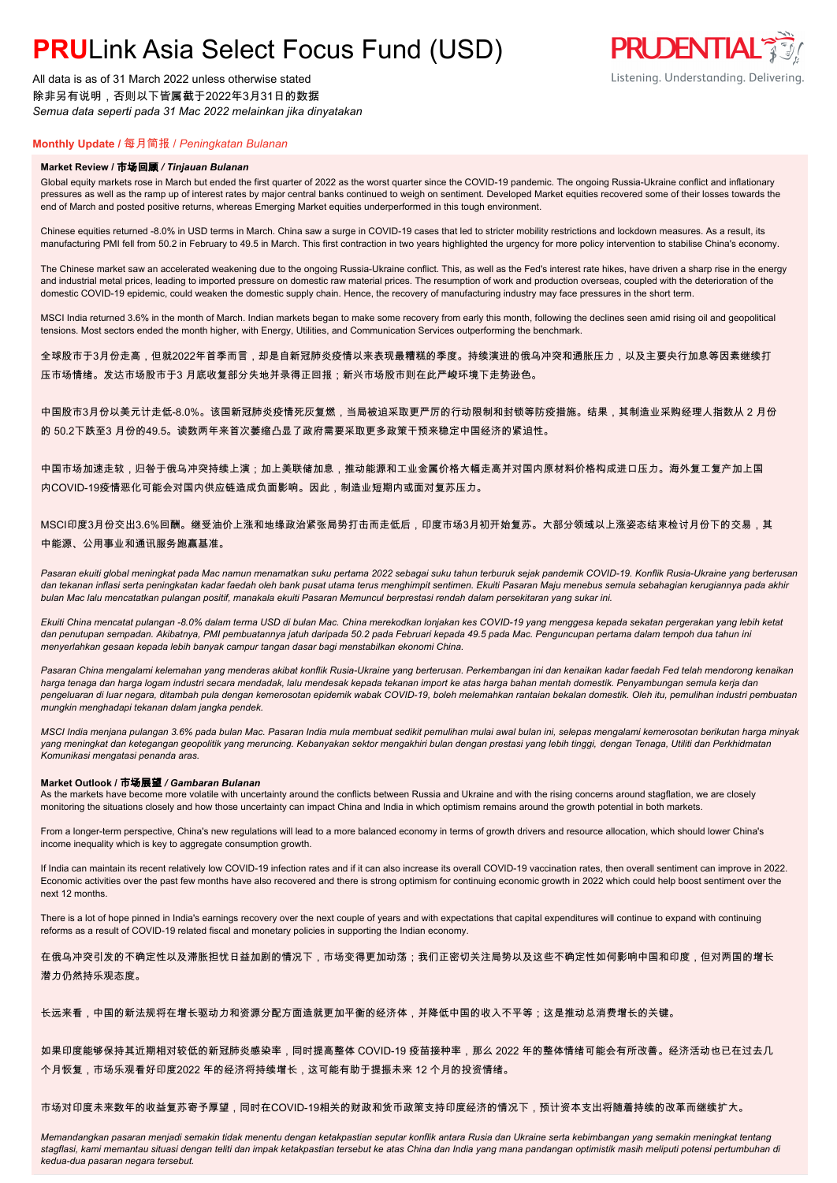# PRULink Asia Select Focus Fund (USD)

All data is as of 31 March 2022 unless otherwise stated
除非另有说明，否则以下皆属截于2022年3月31日的数据
*Semua data seperti pada 31 Mac 2022 melainkan jika dinyatakan*

PRUDENTIAL
Listening. Understanding. Delivering.

## Monthly Update / 每月简报 / *Peningkatan Bulanan*

### Market Review / 市场回顾 / *Tinjauan Bulanan*

Global equity markets rose in March but ended the first quarter of 2022 as the worst quarter since the COVID-19 pandemic. The ongoing Russia-Ukraine conflict and inflationary pressures as well as the ramp up of interest rates by major central banks continued to weigh on sentiment. Developed Market equities recovered some of their losses towards the end of March and posted positive returns, whereas Emerging Market equities underperformed in this tough environment.

Chinese equities returned -8.0% in USD terms in March. China saw a surge in COVID-19 cases that led to stricter mobility restrictions and lockdown measures. As a result, its manufacturing PMI fell from 50.2 in February to 49.5 in March. This first contraction in two years highlighted the urgency for more policy intervention to stabilise China's economy.

The Chinese market saw an accelerated weakening due to the ongoing Russia-Ukraine conflict. This, as well as the Fed's interest rate hikes, have driven a sharp rise in the energy and industrial metal prices, leading to imported pressure on domestic raw material prices. The resumption of work and production overseas, coupled with the deterioration of the domestic COVID-19 epidemic, could weaken the domestic supply chain. Hence, the recovery of manufacturing industry may face pressures in the short term.

MSCI India returned 3.6% in the month of March. Indian markets began to make some recovery from early this month, following the declines seen amid rising oil and geopolitical tensions. Most sectors ended the month higher, with Energy, Utilities, and Communication Services outperforming the benchmark.

全球股市于3月份走高，但就2022年首季而言，却是自新冠肺炎疫情以来表现最糟糕的季度。持续演进的俄乌冲突和通胀压力，以及主要央行加息等因素继续打压市场情绪。发达市场股市于3 月底收复部分失地并录得正回报；新兴市场股市则在此严峻环境下走势逊色。

中国股市3月份以美元计走低-8.0%。该国新冠肺炎疫情死灰复燃，当局被迫采取更严厉的行动限制和封锁等防疫措施。结果，其制造业采购经理人指数从 2 月份的 50.2下跌至3 月份的49.5。读数两年来首次萎缩凸显了政府需要采取更多政策干预来稳定中国经济的紧迫性。

中国市场加速走软，归咎于俄乌冲突持续上演；加上美联储加息，推动能源和工业金属价格大幅走高并对国内原材料价格构成进口压力。海外复工复产加上国内COVID-19疫情恶化可能会对国内供应链造成负面影响。因此，制造业短期内或面对复苏压力。

MSCI印度3月份交出3.6%回酬。继受油价上涨和地缘政治紧张局势打击而走低后，印度市场3月初开始复苏。大部分领域以上涨姿态结束检讨月份下的交易，其中能源、公用事业和通讯服务跑赢基准。

*Pasaran ekuiti global meningkat pada Mac namun menamatkan suku pertama 2022 sebagai suku tahun terburuk sejak pandemik COVID-19. Konflik Rusia-Ukraine yang berterusan dan tekanan inflasi serta peningkatan kadar faedah oleh bank pusat utama terus menghimpit sentimen. Ekuiti Pasaran Maju menebus semula sebahagian kerugiannya pada akhir bulan Mac lalu mencatatkan pulangan positif, manakala ekuiti Pasaran Memuncul berprestasi rendah dalam persekitaran yang sukar ini.*

*Ekuiti China mencatat pulangan -8.0% dalam terma USD di bulan Mac. China merekodkan lonjakan kes COVID-19 yang menggesa kepada sekatan pergerakan yang lebih ketat dan penutupan sempadan. Akibatnya, PMI pembuatannya jatuh daripada 50.2 pada Februari kepada 49.5 pada Mac. Penguncupan pertama dalam tempoh dua tahun ini menyerlahkan gesaan kepada lebih banyak campur tangan dasar bagi menstabilkan ekonomi China.*

*Pasaran China mengalami kelemahan yang menderas akibat konflik Rusia-Ukraine yang berterusan. Perkembangan ini dan kenaikan kadar faedah Fed telah mendorong kenaikan harga tenaga dan harga logam industri secara mendadak, lalu mendesak kepada tekanan import ke atas harga bahan mentah domestik. Penyambungan semula kerja dan pengeluaran di luar negara, ditambah pula dengan kemerosotan epidemik wabak COVID-19, boleh melemahkan rantaian bekalan domestik. Oleh itu, pemulihan industri pembuatan mungkin menghadapi tekanan dalam jangka pendek.*

*MSCI India menjana pulangan 3.6% pada bulan Mac. Pasaran India mula membuat sedikit pemulihan mulai awal bulan ini, selepas mengalami kemerosotan berikutan harga minyak yang meningkat dan ketegangan geopolitik yang meruncing. Kebanyakan sektor mengakhiri bulan dengan prestasi yang lebih tinggi, dengan Tenaga, Utiliti dan Perkhidmatan Komunikasi mengatasi penanda aras.*

### Market Outlook / 市场展望 / *Gambaran Bulanan*

As the markets have become more volatile with uncertainty around the conflicts between Russia and Ukraine and with the rising concerns around stagflation, we are closely monitoring the situations closely and how those uncertainty can impact China and India in which optimism remains around the growth potential in both markets.

From a longer-term perspective, China's new regulations will lead to a more balanced economy in terms of growth drivers and resource allocation, which should lower China's income inequality which is key to aggregate consumption growth.

If India can maintain its recent relatively low COVID-19 infection rates and if it can also increase its overall COVID-19 vaccination rates, then overall sentiment can improve in 2022. Economic activities over the past few months have also recovered and there is strong optimism for continuing economic growth in 2022 which could help boost sentiment over the next 12 months.

There is a lot of hope pinned in India's earnings recovery over the next couple of years and with expectations that capital expenditures will continue to expand with continuing reforms as a result of COVID-19 related fiscal and monetary policies in supporting the Indian economy.

在俄乌冲突引发的不确定性以及滞胀担忧日益加剧的情况下，市场变得更加动荡；我们正密切关注局势以及这些不确定性如何影响中国和印度，但对两国的增长潜力仍然持乐观态度。

长远来看，中国的新法规将在增长驱动力和资源分配方面造就更加平衡的经济体，并降低中国的收入不平等；这是推动总消费增长的关键。

如果印度能够保持其近期相对较低的新冠肺炎感染率，同时提高整体 COVID-19 疫苗接种率，那么 2022 年的整体情绪可能会有所改善。经济活动也已在过去几个月恢复，市场乐观看好印度2022 年的经济将持续增长，这可能有助于提振未来 12 个月的投资情绪。

市场对印度未来数年的收益复苏寄予厚望，同时在COVID-19相关的财政和货币政策支持印度经济的情况下，预计资本支出将随着持续的改革而继续扩大。

*Memandangkan pasaran menjadi semakin tidak menentu dengan ketakpastian seputar konflik antara Rusia dan Ukraine serta kebimbangan yang semakin meningkat tentang stagflasi, kami memantau situasi dengan teliti dan impak ketakpastian tersebut ke atas China dan India yang mana pandangan optimistik masih meliputi potensi pertumbuhan di kedua-dua pasaran negara tersebut.*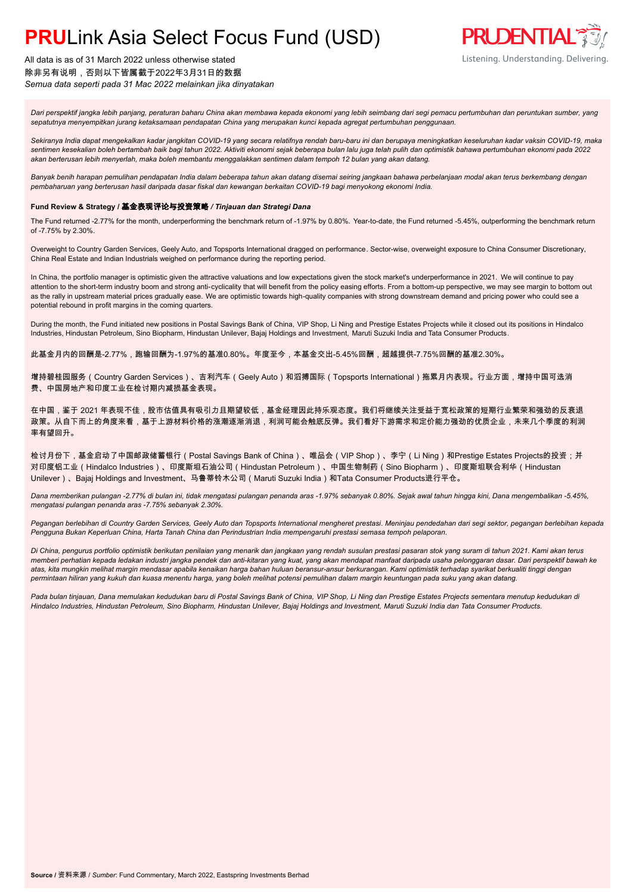# **PRU**Link Asia Select Focus Fund (USD)

All data is as of 31 March 2022 unless otherwise stated
除非另有说明，否则以下皆属截于2022年3月31日的数据
*Semua data seperti pada 31 Mac 2022 melainkan jika dinyatakan*

*Dari perspektif jangka lebih panjang, peraturan baharu China akan membawa kepada ekonomi yang lebih seimbang dari segi pemacu pertumbuhan dan peruntukan sumber, yang sepatutnya menyempitkan jurang ketaksamaan pendapatan China yang merupakan kunci kepada agregat pertumbuhan penggunaan.*

*Sekiranya India dapat mengekalkan kadar jangkitan COVID-19 yang secara relatifnya rendah baru-baru ini dan berupaya meningkatkan keseluruhan kadar vaksin COVID-19, maka sentimen kesekalian boleh bertambah baik bagi tahun 2022. Aktiviti ekonomi sejak beberapa bulan lalu juga telah pulih dan optimistik bahawa pertumbuhan ekonomi pada 2022 akan berterusan lebih menyerlah, maka boleh membantu menggalakkan sentimen dalam tempoh 12 bulan yang akan datang.*

*Banyak benih harapan pemulihan pendapatan India dalam beberapa tahun akan datang disemai seiring jangkaan bahawa perbelanjaan modal akan terus berkembang dengan pembaharuan yang berterusan hasil daripada dasar fiskal dan kewangan berkaitan COVID-19 bagi menyokong ekonomi India.*

**Fund Review & Strategy / 基金表现评论与投资策略 / *Tinjauan dan Strategi Dana***

The Fund returned -2.77% for the month, underperforming the benchmark return of -1.97% by 0.80%. Year-to-date, the Fund returned -5.45%, outperforming the benchmark return of -7.75% by 2.30%.

Overweight to Country Garden Services, Geely Auto, and Topsports International dragged on performance. Sector-wise, overweight exposure to China Consumer Discretionary, China Real Estate and Indian Industrials weighed on performance during the reporting period.

In China, the portfolio manager is optimistic given the attractive valuations and low expectations given the stock market's underperformance in 2021. We will continue to pay attention to the short-term industry boom and strong anti-cyclicality that will benefit from the policy easing efforts. From a bottom-up perspective, we may see margin to bottom out as the rally in upstream material prices gradually ease. We are optimistic towards high-quality companies with strong downstream demand and pricing power who could see a potential rebound in profit margins in the coming quarters.

During the month, the Fund initiated new positions in Postal Savings Bank of China, VIP Shop, Li Ning and Prestige Estates Projects while it closed out its positions in Hindalco Industries, Hindustan Petroleum, Sino Biopharm, Hindustan Unilever, Bajaj Holdings and Investment, Maruti Suzuki India and Tata Consumer Products.

此基金月内的回酬是-2.77%，跑输回酬为-1.97%的基准0.80%。年度至今，本基金交出-5.45%回酬，超越提供-7.75%回酬的基准2.30%。

增持碧桂园服务（Country Garden Services）、吉利汽车（Geely Auto）和滔搏国际（Topsports International）拖累月内表现。行业方面，增持中国可选消费、中国房地产和印度工业在检讨期内减损基金表现。

在中国，鉴于 2021 年表现不佳，股市估值具有吸引力且期望较低，基金经理因此持乐观态度。我们将继续关注受益于宽松政策的短期行业繁荣和强劲的反衰退政策。从自下而上的角度来看，基于上游材料价格的涨潮逐渐消退，利润可能会触底反弹。我们看好下游需求和定价能力强劲的优质企业，未来几个季度的利润率有望回升。

检讨月份下，基金启动了中国邮政储蓄银行（Postal Savings Bank of China）、唯品会（VIP Shop）、李宁（Li Ning）和Prestige Estates Projects的投资；并对印度铝工业（Hindalco Industries）、印度斯坦石油公司（Hindustan Petroleum）、中国生物制药（Sino Biopharm）、印度斯坦联合利华（Hindustan Unilever）、Bajaj Holdings and Investment、马鲁蒂铃木公司（Maruti Suzuki India）和Tata Consumer Products进行平仓。

*Dana memberikan pulangan -2.77% di bulan ini, tidak mengatasi pulangan penanda aras -1.97% sebanyak 0.80%. Sejak awal tahun hingga kini, Dana mengembalikan -5.45%, mengatasi pulangan penanda aras -7.75% sebanyak 2.30%.*

*Pegangan berlebihan di Country Garden Services, Geely Auto dan Topsports International mengheret prestasi. Meninjau pendedahan dari segi sektor, pegangan berlebihan kepada Pengguna Bukan Keperluan China, Harta Tanah China dan Perindustrian India mempengaruhi prestasi semasa tempoh pelaporan.*

*Di China, pengurus portfolio optimistik berikutan penilaian yang menarik dan jangkaan yang rendah susulan prestasi pasaran stok yang suram di tahun 2021. Kami akan terus memberi perhatian kepada ledakan industri jangka pendek dan anti-kitaran yang kuat, yang akan mendapat manfaat daripada usaha pelonggaran dasar. Dari perspektif bawah ke atas, kita mungkin melihat margin mendasar apabila kenaikan harga bahan huluan beransur-ansur berkurangan. Kami optimistik terhadap syarikat berkualiti tinggi dengan permintaan hiliran yang kukuh dan kuasa menentu harga, yang boleh melihat potensi pemulihan dalam margin keuntungan pada suku yang akan datang.*

*Pada bulan tinjauan, Dana memulakan kedudukan baru di Postal Savings Bank of China, VIP Shop, Li Ning dan Prestige Estates Projects sementara menutup kedudukan di Hindalco Industries, Hindustan Petroleum, Sino Biopharm, Hindustan Unilever, Bajaj Holdings and Investment, Maruti Suzuki India dan Tata Consumer Products.*

**Source** / 资料来源 / *Sumber*: Fund Commentary, March 2022, Eastspring Investments Berhad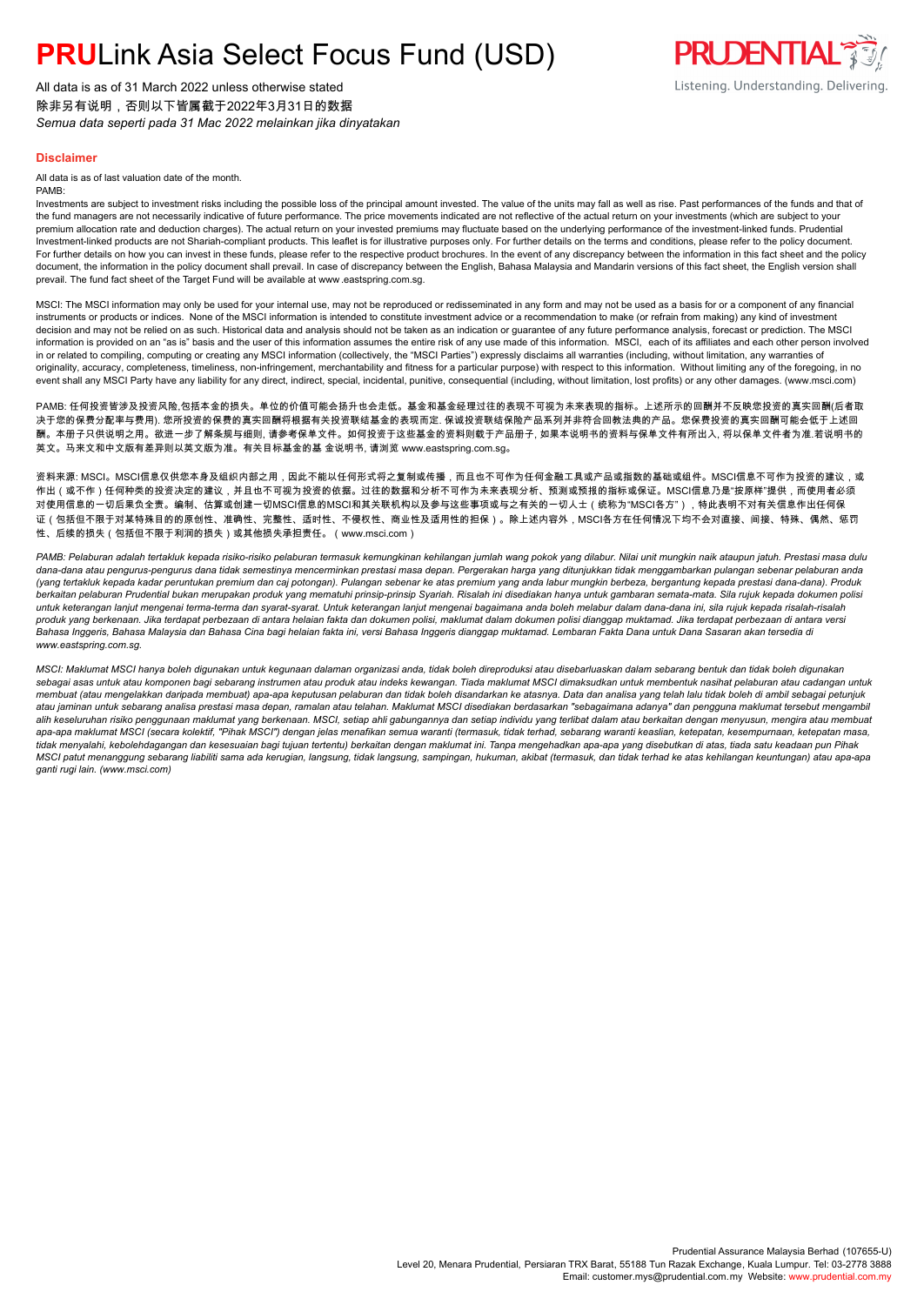# **PRU**Link Asia Select Focus Fund (USD)

All data is as of 31 March 2022 unless otherwise stated
除非另有说明，否则以下皆属截于2022年3月31日的数据
*Semua data seperti pada 31 Mac 2022 melainkan jika dinyatakan*

Listening. Understanding. Delivering.

### Disclaimer

All data is as of last valuation date of the month.
PAMB:
Investments are subject to investment risks including the possible loss of the principal amount invested. The value of the units may fall as well as rise. Past performances of the funds and that of the fund managers are not necessarily indicative of future performance. The price movements indicated are not reflective of the actual return on your investments (which are subject to your premium allocation rate and deduction charges). The actual return on your invested premiums may fluctuate based on the underlying performance of the investment-linked funds. Prudential Investment-linked products are not Shariah-compliant products. This leaflet is for illustrative purposes only. For further details on the terms and conditions, please refer to the policy document. For further details on how you can invest in these funds, please refer to the respective product brochures. In the event of any discrepancy between the information in this fact sheet and the policy document, the information in the policy document shall prevail. In case of discrepancy between the English, Bahasa Malaysia and Mandarin versions of this fact sheet, the English version shall prevail. The fund fact sheet of the Target Fund will be available at www.eastspring.com.sg.

MSCI: The MSCI information may only be used for your internal use, may not be reproduced or redisseminated in any form and may not be used as a basis for or a component of any financial instruments or products or indices. None of the MSCI information is intended to constitute investment advice or a recommendation to make (or refrain from making) any kind of investment decision and may not be relied on as such. Historical data and analysis should not be taken as an indication or guarantee of any future performance analysis, forecast or prediction. The MSCI information is provided on an "as is" basis and the user of this information assumes the entire risk of any use made of this information. MSCI, each of its affiliates and each other person involved in or related to compiling, computing or creating any MSCI information (collectively, the "MSCI Parties") expressly disclaims all warranties (including, without limitation, any warranties of originality, accuracy, completeness, timeliness, non-infringement, merchantability and fitness for a particular purpose) with respect to this information. Without limiting any of the foregoing, in no event shall any MSCI Party have any liability for any direct, indirect, special, incidental, punitive, consequential (including, without limitation, lost profits) or any other damages. (www.msci.com)

PAMB: 任何投资皆涉及投资风险,包括本金的损失。单位的价值可能会扬升也会走低。基金和基金经理过往的表现不可视为未来表现的指标。上述所示的回酬并不反映您投资的真实回酬(后者取决于您的保费分配率与费用). 您所投资的保费的真实回酬将根据有关投资联结基金的表现而定. 保诚投资联结保险产品系列并非符合回教法典的产品。您保费投资的真实回酬可能会低于上述回酬。本册子只供说明之用。欲进一步了解条规与细则, 请参考保单文件。如何投资于这些基金的资料则载于产品册子, 如果本说明书的资料与保单文件有所出入, 将以保单文件者为准.若说明书的英文。马来文和中文版有差异则以英文版为准。有关目标基金的基 金说明书, 请浏览 www.eastspring.com.sg。

资料来源: MSCI。MSCI信息仅供您本身及组织内部之用，因此不能以任何形式将之复制或传播，而且也不可作为任何金融工具或产品或指数的基础或组件。MSCI信息不可作为投资的建议，或作出（或不作）任何种类的投资决定的建议，并且也不可视为投资的依据。过往的数据和分析不可作为未来表现分析、预测或预报的指标或保证。MSCI信息乃是"按原样"提供，而使用者必须对使用信息的一切后果负全责。编制、估算或创建一切MSCI信息的MSCI和其关联机构以及参与这些事项或与之有关的一切人士（统称为"MSCI各方"），特此表明不对有关信息作出任何保证（包括但不限于对某特殊目的的原创性、准确性、完整性、适时性、不侵权性、商业性及适用性的担保）。除上述内容外，MSCI各方在任何情况下均不会对直接、间接、特殊、偶然、惩罚性、后续的损失（包括但不限于利润的损失）或其他损失承担责任。（www.msci.com）

*PAMB: Pelaburan adalah tertakluk kepada risiko-risiko pelaburan termasuk kemungkinan kehilangan jumlah wang pokok yang dilabur. Nilai unit mungkin naik ataupun jatuh. Prestasi masa dulu dana-dana atau pengurus-pengurus dana tidak semestinya mencerminkan prestasi masa depan. Pergerakan harga yang ditunjukkan tidak menggambarkan pulangan sebenar pelaburan anda (yang tertakluk kepada kadar peruntukan premium dan caj potongan). Pulangan sebenar ke atas premium yang anda labur mungkin berbeza, bergantung kepada prestasi dana-dana). Produk berkaitan pelaburan Prudential bukan merupakan produk yang mematuhi prinsip-prinsip Syariah. Risalah ini disediakan hanya untuk gambaran semata-mata. Sila rujuk kepada dokumen polisi untuk keterangan lanjut mengenai terma-terma dan syarat-syarat. Untuk keterangan lanjut mengenai bagaimana anda boleh melabur dalam dana-dana ini, sila rujuk kepada risalah-risalah produk yang berkenaan. Jika terdapat perbezaan di antara helaian fakta dan dokumen polisi, maklumat dalam dokumen polisi dianggap muktamad. Jika terdapat perbezaan di antara versi Bahasa Inggeris, Bahasa Malaysia dan Bahasa Cina bagi helaian fakta ini, versi Bahasa Inggeris dianggap muktamad. Lembaran Fakta Dana untuk Dana Sasaran akan tersedia di www.eastspring.com.sg.*

*MSCI: Maklumat MSCI hanya boleh digunakan untuk kegunaan dalaman organizasi anda, tidak boleh direproduksi atau disebarluaskan dalam sebarang bentuk dan tidak boleh digunakan sebagai asas untuk atau komponen bagi sebarang instrumen atau produk atau indeks kewangan. Tiada maklumat MSCI dimaksudkan untuk membentuk nasihat pelaburan atau cadangan untuk membuat (atau mengelakkan daripada membuat) apa-apa keputusan pelaburan dan tidak boleh disandarkan ke atasnya. Data dan analisa yang telah lalu tidak boleh di ambil sebagai petunjuk atau jaminan untuk sebarang analisa prestasi masa depan, ramalan atau telahan. Maklumat MSCI disediakan berdasarkan "sebagaimana adanya" dan pengguna maklumat tersebut mengambil alih keseluruhan risiko penggunaan maklumat yang berkenaan. MSCI, setiap ahli gabungannya dan setiap individu yang terlibat dalam atau berkaitan dengan menyusun, mengira atau membuat apa-apa maklumat MSCI (secara kolektif, "Pihak MSCI") dengan jelas menafikan semua waranti (termasuk, tidak terhad, sebarang waranti keaslian, ketepatan, kesempurnaan, ketepatan masa, tidak menyalahi, kebolehdagangan dan kesesuaian bagi tujuan tertentu) berkaitan dengan maklumat ini. Tanpa mengehadkan apa-apa yang disebutkan di atas, tiada satu keadaan pun Pihak MSCI patut menanggung sebarang liabiliti sama ada kerugian, langsung, tidak langsung, sampingan, hukuman, akibat (termasuk, dan tidak terhad ke atas kehilangan keuntungan) atau apa-apa ganti rugi lain. (www.msci.com)*

Prudential Assurance Malaysia Berhad (107655-U)
Level 20, Menara Prudential, Persiaran TRX Barat, 55188 Tun Razak Exchange, Kuala Lumpur. Tel: 03-2778 3888
Email: customer.mys@prudential.com.my Website: www.prudential.com.my